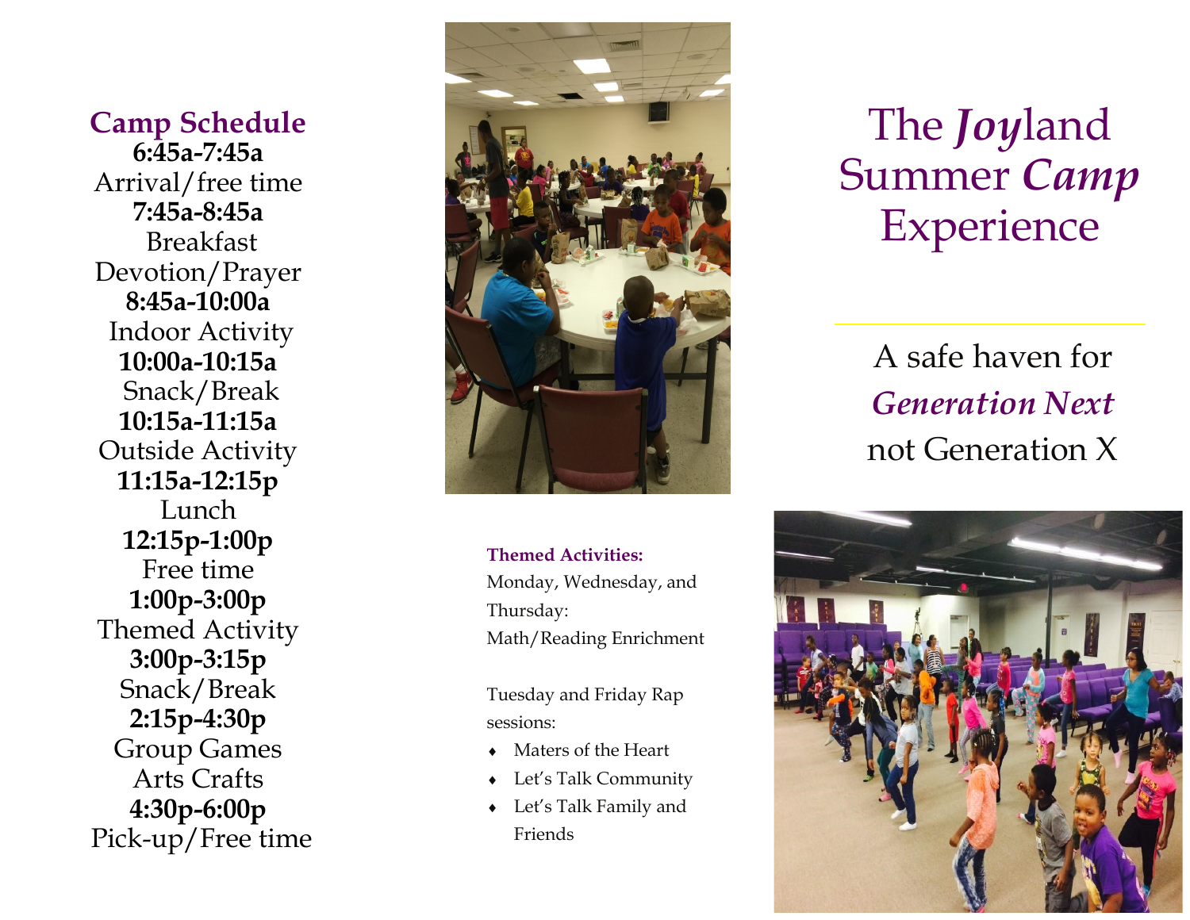## Camp Schedule

**6:45a-7:45a**
Arrival/free time
**7:45a-8:45a**
Breakfast
Devotion/Prayer
**8:45a-10:00a**
Indoor Activity
**10:00a-10:15a**
Snack/Break
**10:15a-11:15a**
Outside Activity
**11:15a-12:15p**
Lunch
**12:15p-1:00p**
Free time
**1:00p-3:00p**
Themed Activity
**3:00p-3:15p**
Snack/Break
**2:15p-4:30p**
Group Games
Arts Crafts
**4:30p-6:00p**
Pick-up/Free time

**Themed Activities:**

Monday, Wednesday, and Thursday:
Math/Reading Enrichment

Tuesday and Friday Rap sessions:

- Maters of the Heart
- Let's Talk Community
- Let's Talk Family and Friends

# The *Joy*land Summer *Camp* Experience

A safe haven for
***Generation Next***
not Generation X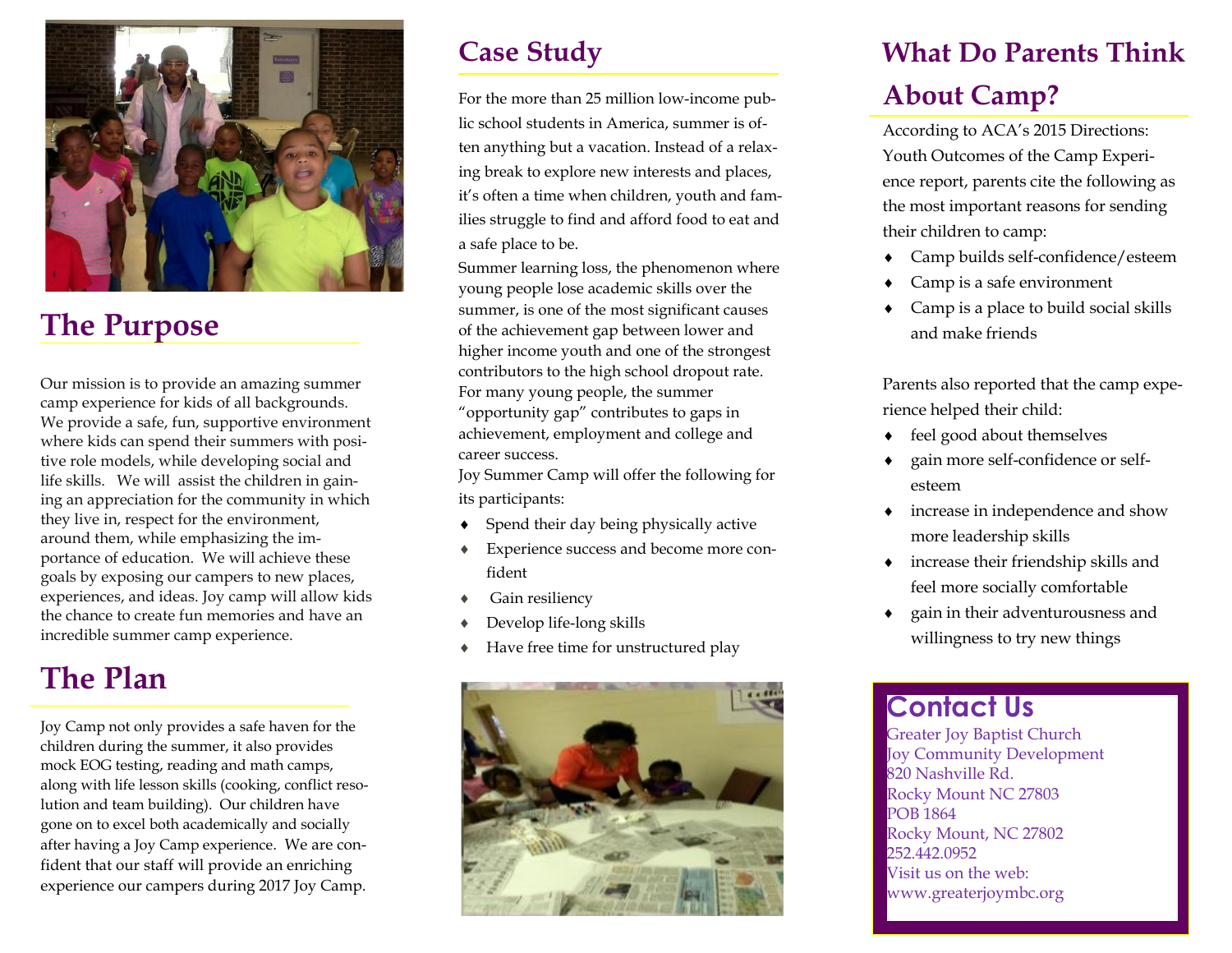## The Purpose

Our mission is to provide an amazing summer camp experience for kids of all backgrounds. We provide a safe, fun, supportive environment where kids can spend their summers with positive role models, while developing social and life skills. We will assist the children in gaining an appreciation for the community in which they live in, respect for the environment, around them, while emphasizing the importance of education. We will achieve these goals by exposing our campers to new places, experiences, and ideas. Joy camp will allow kids the chance to create fun memories and have an incredible summer camp experience.

## The Plan

Joy Camp not only provides a safe haven for the children during the summer, it also provides mock EOG testing, reading and math camps, along with life lesson skills (cooking, conflict resolution and team building). Our children have gone on to excel both academically and socially after having a Joy Camp experience. We are confident that our staff will provide an enriching experience our campers during 2017 Joy Camp.

## Case Study

For the more than 25 million low-income public school students in America, summer is often anything but a vacation. Instead of a relaxing break to explore new interests and places, it's often a time when children, youth and families struggle to find and afford food to eat and a safe place to be.

Summer learning loss, the phenomenon where young people lose academic skills over the summer, is one of the most significant causes of the achievement gap between lower and higher income youth and one of the strongest contributors to the high school dropout rate. For many young people, the summer "opportunity gap" contributes to gaps in achievement, employment and college and career success.

Joy Summer Camp will offer the following for its participants:

- Spend their day being physically active
- Experience success and become more confident
- Gain resiliency
- Develop life-long skills
- Have free time for unstructured play

## What Do Parents Think About Camp?

According to ACA's 2015 Directions: Youth Outcomes of the Camp Experience report, parents cite the following as the most important reasons for sending their children to camp:

- Camp builds self-confidence/esteem
- Camp is a safe environment
- Camp is a place to build social skills and make friends

Parents also reported that the camp experience helped their child:

- feel good about themselves
- gain more self-confidence or self-esteem
- increase in independence and show more leadership skills
- increase their friendship skills and feel more socially comfortable
- gain in their adventurousness and willingness to try new things

## Contact Us

Greater Joy Baptist Church
Joy Community Development
820 Nashville Rd.
Rocky Mount NC 27803
POB 1864
Rocky Mount, NC 27802
252.442.0952
Visit us on the web:
www.greaterjoymbc.org